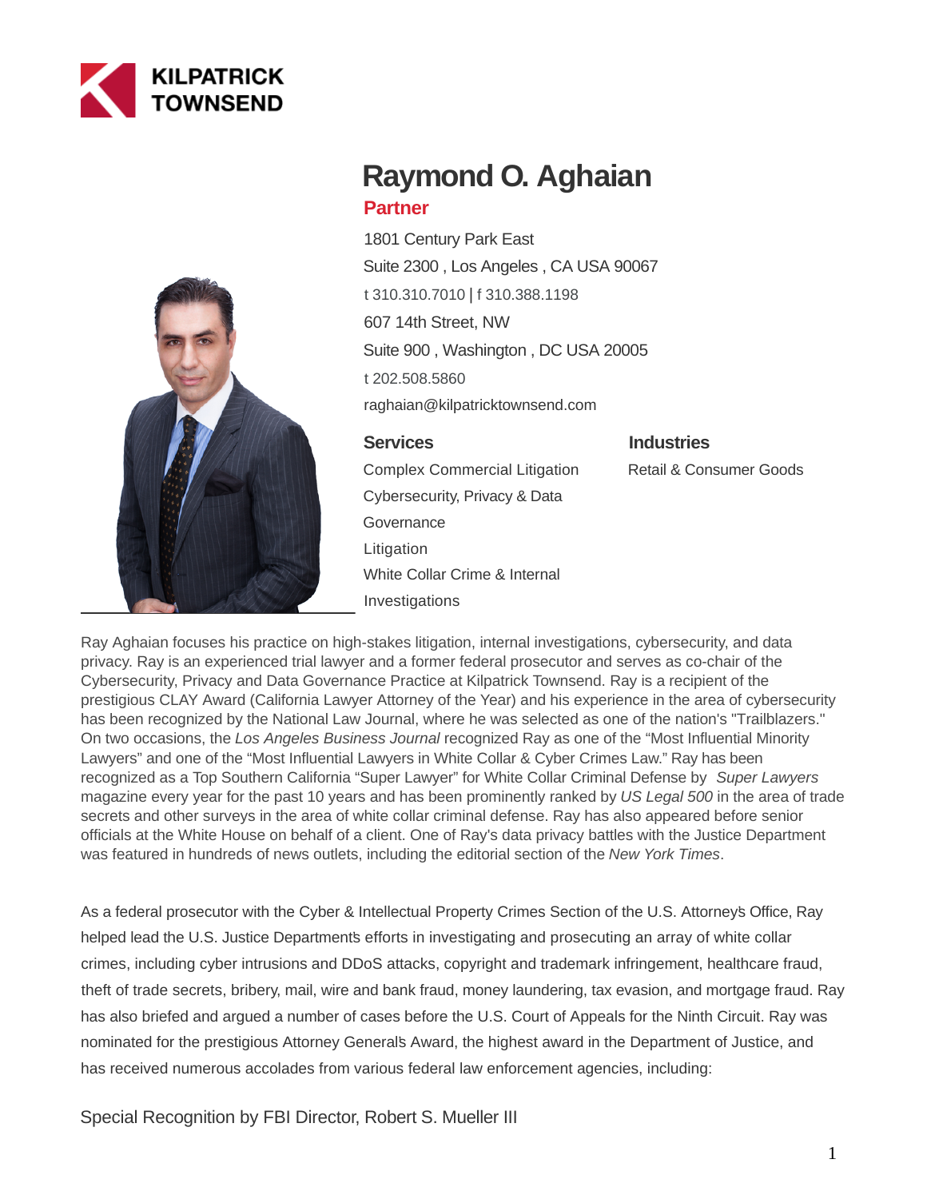KILPATRICK TOWNSEND

# Raymond O. Aghaian

**Partner**

1801 Century Park East
Suite 2300 , Los Angeles , CA USA 90067
t 310.310.7010 | f 310.388.1198
607 14th Street, NW
Suite 900 , Washington , DC USA 20005
t 202.508.5860
raghaian@kilpatricktownsend.com

### Services

Complex Commercial Litigation
Cybersecurity, Privacy & Data Governance
Litigation
White Collar Crime & Internal Investigations

### Industries

Retail & Consumer Goods

Ray Aghaian focuses his practice on high-stakes litigation, internal investigations, cybersecurity, and data privacy. Ray is an experienced trial lawyer and a former federal prosecutor and serves as co-chair of the Cybersecurity, Privacy and Data Governance Practice at Kilpatrick Townsend. Ray is a recipient of the prestigious CLAY Award (California Lawyer Attorney of the Year) and his experience in the area of cybersecurity has been recognized by the National Law Journal, where he was selected as one of the nation's "Trailblazers." On two occasions, the *Los Angeles Business Journal* recognized Ray as one of the “Most Influential Minority Lawyers” and one of the “Most Influential Lawyers in White Collar & Cyber Crimes Law.” Ray has been recognized as a Top Southern California “Super Lawyer” for White Collar Criminal Defense by *Super Lawyers* magazine every year for the past 10 years and has been prominently ranked by *US Legal 500* in the area of trade secrets and other surveys in the area of white collar criminal defense. Ray has also appeared before senior officials at the White House on behalf of a client. One of Ray's data privacy battles with the Justice Department was featured in hundreds of news outlets, including the editorial section of the *New York Times*.

As a federal prosecutor with the Cyber & Intellectual Property Crimes Section of the U.S. Attorney's Office, Ray helped lead the U.S. Justice Department's efforts in investigating and prosecuting an array of white collar crimes, including cyber intrusions and DDoS attacks, copyright and trademark infringement, healthcare fraud, theft of trade secrets, bribery, mail, wire and bank fraud, money laundering, tax evasion, and mortgage fraud. Ray has also briefed and argued a number of cases before the U.S. Court of Appeals for the Ninth Circuit. Ray was nominated for the prestigious Attorney General's Award, the highest award in the Department of Justice, and has received numerous accolades from various federal law enforcement agencies, including:

Special Recognition by FBI Director, Robert S. Mueller III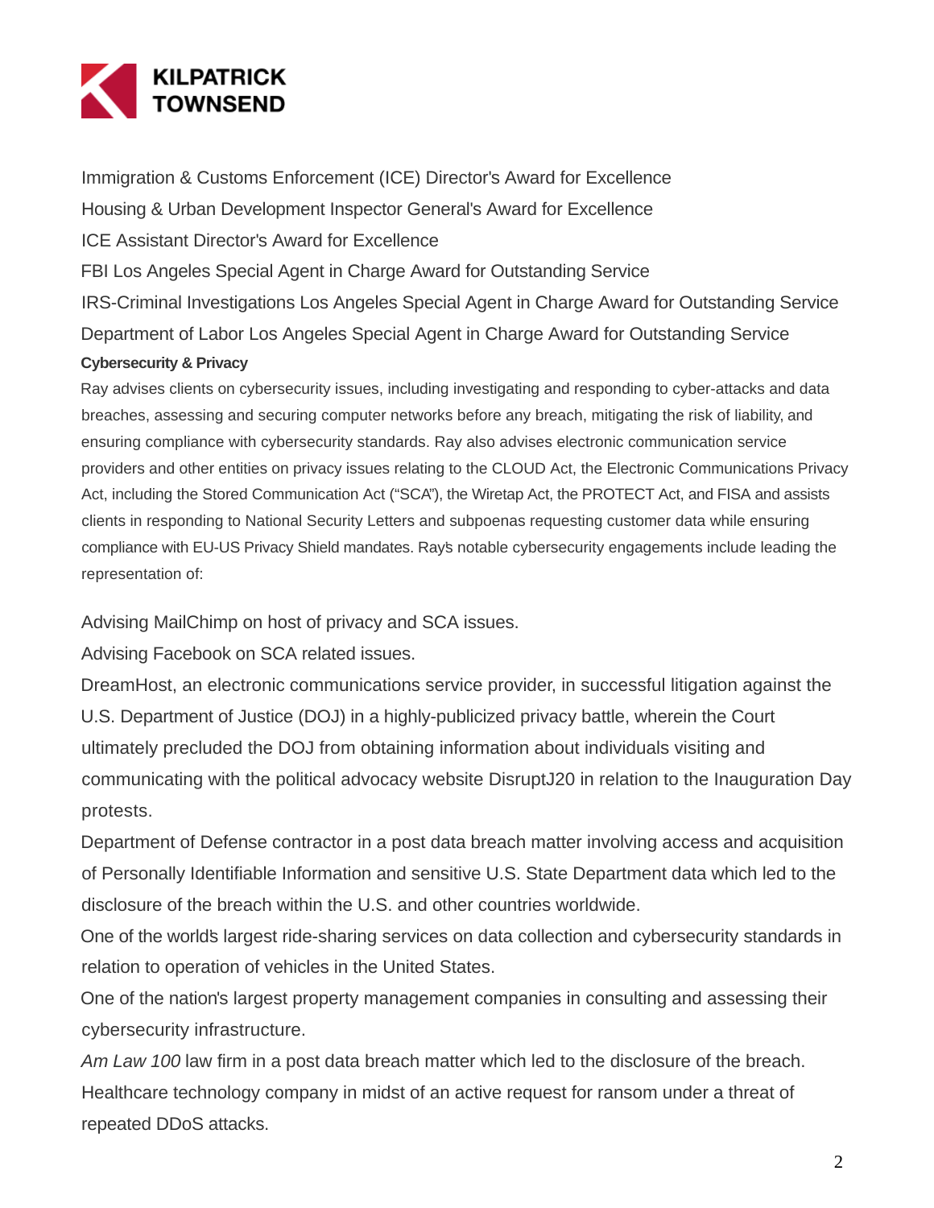Immigration & Customs Enforcement (ICE) Director's Award for Excellence

Housing & Urban Development Inspector General's Award for Excellence

ICE Assistant Director's Award for Excellence

FBI Los Angeles Special Agent in Charge Award for Outstanding Service

IRS-Criminal Investigations Los Angeles Special Agent in Charge Award for Outstanding Service

Department of Labor Los Angeles Special Agent in Charge Award for Outstanding Service

**Cybersecurity & Privacy**

Ray advises clients on cybersecurity issues, including investigating and responding to cyber-attacks and data breaches, assessing and securing computer networks before any breach, mitigating the risk of liability, and ensuring compliance with cybersecurity standards. Ray also advises electronic communication service providers and other entities on privacy issues relating to the CLOUD Act, the Electronic Communications Privacy Act, including the Stored Communication Act ("SCA"), the Wiretap Act, the PROTECT Act, and FISA and assists clients in responding to National Security Letters and subpoenas requesting customer data while ensuring compliance with EU-US Privacy Shield mandates. Ray's notable cybersecurity engagements include leading the representation of:

Advising MailChimp on host of privacy and SCA issues.

Advising Facebook on SCA related issues.

DreamHost, an electronic communications service provider, in successful litigation against the U.S. Department of Justice (DOJ) in a highly-publicized privacy battle, wherein the Court ultimately precluded the DOJ from obtaining information about individuals visiting and communicating with the political advocacy website DisruptJ20 in relation to the Inauguration Day protests.

Department of Defense contractor in a post data breach matter involving access and acquisition of Personally Identifiable Information and sensitive U.S. State Department data which led to the disclosure of the breach within the U.S. and other countries worldwide.

One of the world's largest ride-sharing services on data collection and cybersecurity standards in relation to operation of vehicles in the United States.

One of the nation's largest property management companies in consulting and assessing their cybersecurity infrastructure.

*Am Law 100* law firm in a post data breach matter which led to the disclosure of the breach.

Healthcare technology company in midst of an active request for ransom under a threat of repeated DDoS attacks.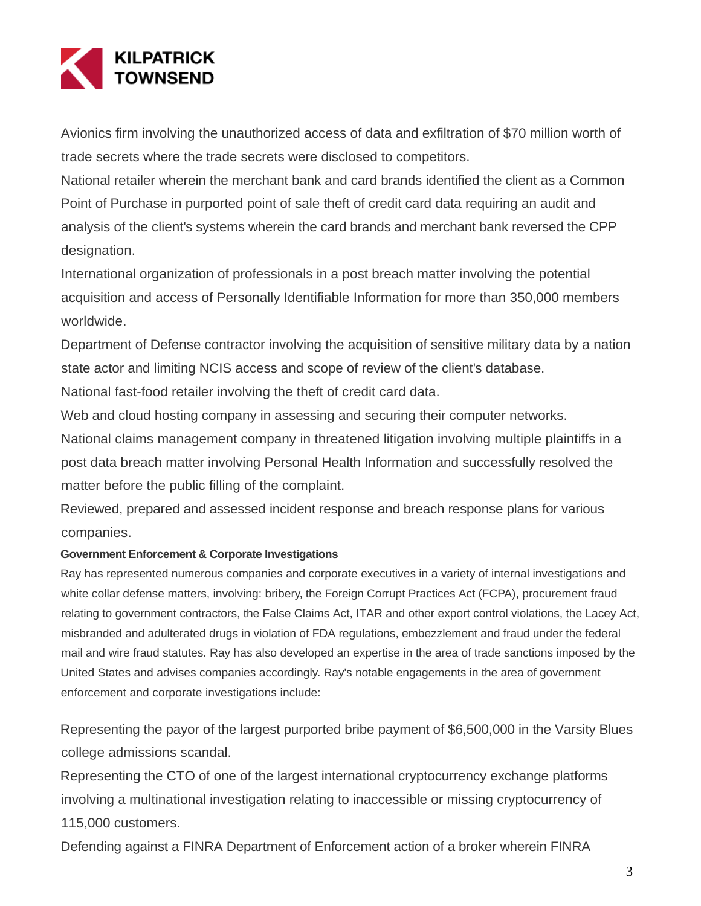Avionics firm involving the unauthorized access of data and exfiltration of $70 million worth of trade secrets where the trade secrets were disclosed to competitors.

National retailer wherein the merchant bank and card brands identified the client as a Common Point of Purchase in purported point of sale theft of credit card data requiring an audit and analysis of the client's systems wherein the card brands and merchant bank reversed the CPP designation.

International organization of professionals in a post breach matter involving the potential acquisition and access of Personally Identifiable Information for more than 350,000 members worldwide.

Department of Defense contractor involving the acquisition of sensitive military data by a nation state actor and limiting NCIS access and scope of review of the client's database.

National fast-food retailer involving the theft of credit card data.

Web and cloud hosting company in assessing and securing their computer networks.

National claims management company in threatened litigation involving multiple plaintiffs in a post data breach matter involving Personal Health Information and successfully resolved the matter before the public filling of the complaint.

Reviewed, prepared and assessed incident response and breach response plans for various companies.

**Government Enforcement & Corporate Investigations**

Ray has represented numerous companies and corporate executives in a variety of internal investigations and white collar defense matters, involving: bribery, the Foreign Corrupt Practices Act (FCPA), procurement fraud relating to government contractors, the False Claims Act, ITAR and other export control violations, the Lacey Act, misbranded and adulterated drugs in violation of FDA regulations, embezzlement and fraud under the federal mail and wire fraud statutes. Ray has also developed an expertise in the area of trade sanctions imposed by the United States and advises companies accordingly. Ray's notable engagements in the area of government enforcement and corporate investigations include:

Representing the payor of the largest purported bribe payment of $6,500,000 in the Varsity Blues college admissions scandal.

Representing the CTO of one of the largest international cryptocurrency exchange platforms involving a multinational investigation relating to inaccessible or missing cryptocurrency of 115,000 customers.

Defending against a FINRA Department of Enforcement action of a broker wherein FINRA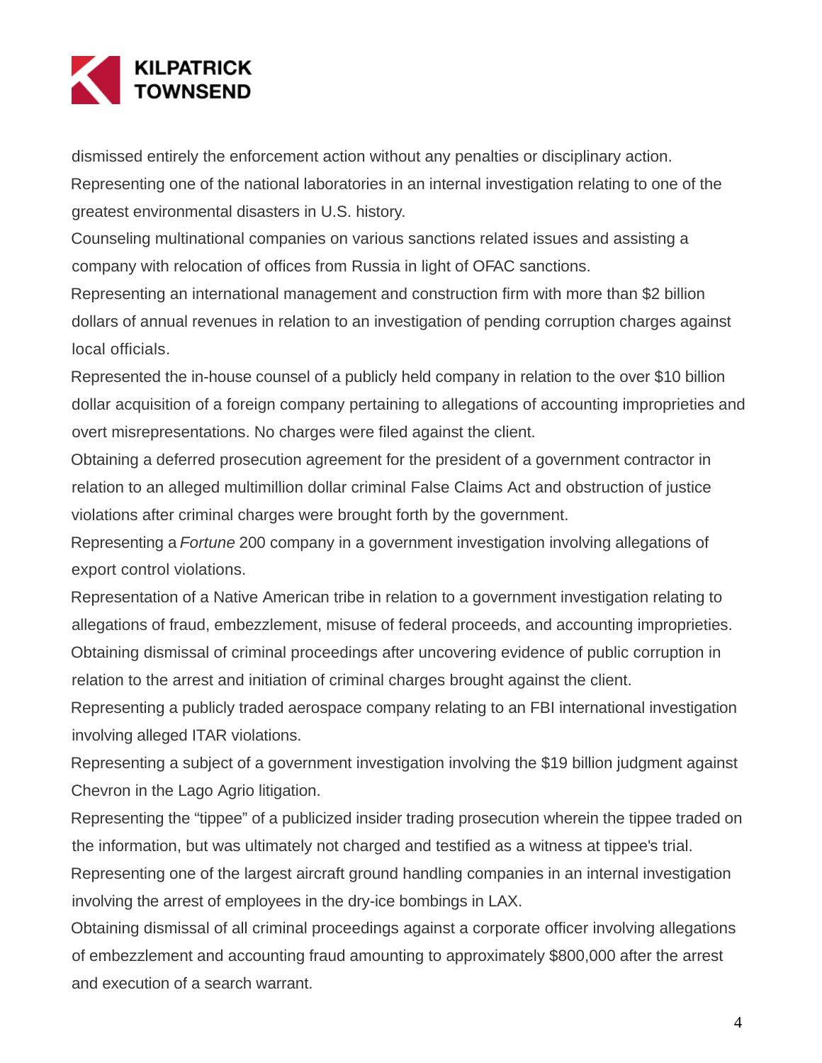dismissed entirely the enforcement action without any penalties or disciplinary action.

Representing one of the national laboratories in an internal investigation relating to one of the greatest environmental disasters in U.S. history.

Counseling multinational companies on various sanctions related issues and assisting a company with relocation of offices from Russia in light of OFAC sanctions.

Representing an international management and construction firm with more than $2 billion dollars of annual revenues in relation to an investigation of pending corruption charges against local officials.

Represented the in-house counsel of a publicly held company in relation to the over $10 billion dollar acquisition of a foreign company pertaining to allegations of accounting improprieties and overt misrepresentations. No charges were filed against the client.

Obtaining a deferred prosecution agreement for the president of a government contractor in relation to an alleged multimillion dollar criminal False Claims Act and obstruction of justice violations after criminal charges were brought forth by the government.

Representing a *Fortune* 200 company in a government investigation involving allegations of export control violations.

Representation of a Native American tribe in relation to a government investigation relating to allegations of fraud, embezzlement, misuse of federal proceeds, and accounting improprieties.

Obtaining dismissal of criminal proceedings after uncovering evidence of public corruption in relation to the arrest and initiation of criminal charges brought against the client.

Representing a publicly traded aerospace company relating to an FBI international investigation involving alleged ITAR violations.

Representing a subject of a government investigation involving the $19 billion judgment against Chevron in the Lago Agrio litigation.

Representing the “tippee” of a publicized insider trading prosecution wherein the tippee traded on the information, but was ultimately not charged and testified as a witness at tippee's trial.

Representing one of the largest aircraft ground handling companies in an internal investigation involving the arrest of employees in the dry-ice bombings in LAX.

Obtaining dismissal of all criminal proceedings against a corporate officer involving allegations of embezzlement and accounting fraud amounting to approximately $800,000 after the arrest and execution of a search warrant.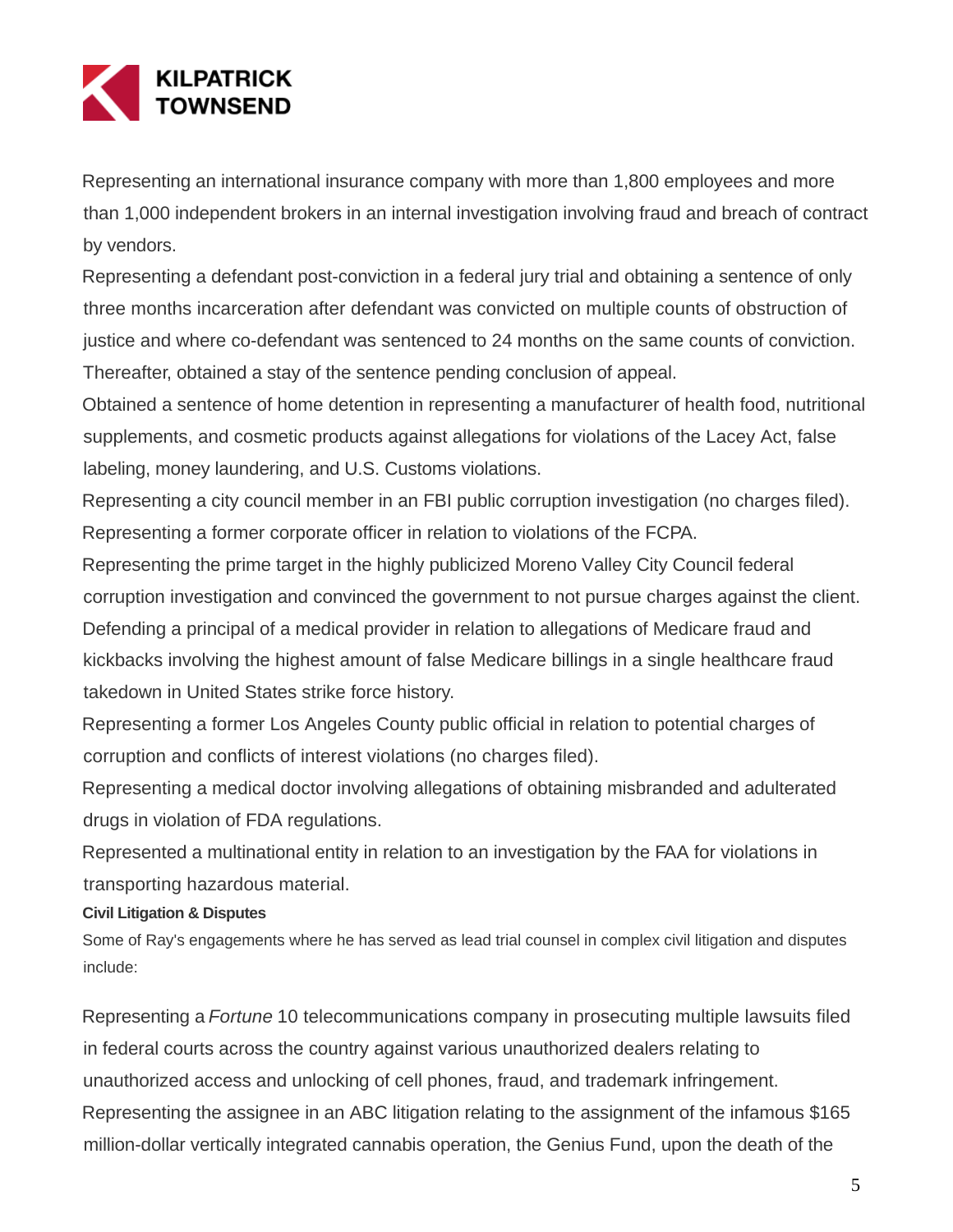- Representing an international insurance company with more than 1,800 employees and more than 1,000 independent brokers in an internal investigation involving fraud and breach of contract by vendors.
- Representing a defendant post-conviction in a federal jury trial and obtaining a sentence of only three months incarceration after defendant was convicted on multiple counts of obstruction of justice and where co-defendant was sentenced to 24 months on the same counts of conviction. Thereafter, obtained a stay of the sentence pending conclusion of appeal.
- Obtained a sentence of home detention in representing a manufacturer of health food, nutritional supplements, and cosmetic products against allegations for violations of the Lacey Act, false labeling, money laundering, and U.S. Customs violations.
- Representing a city council member in an FBI public corruption investigation (no charges filed).
- Representing a former corporate officer in relation to violations of the FCPA.
- Representing the prime target in the highly publicized Moreno Valley City Council federal corruption investigation and convinced the government to not pursue charges against the client.
- Defending a principal of a medical provider in relation to allegations of Medicare fraud and kickbacks involving the highest amount of false Medicare billings in a single healthcare fraud takedown in United States strike force history.
- Representing a former Los Angeles County public official in relation to potential charges of corruption and conflicts of interest violations (no charges filed).
- Representing a medical doctor involving allegations of obtaining misbranded and adulterated drugs in violation of FDA regulations.
- Represented a multinational entity in relation to an investigation by the FAA for violations in transporting hazardous material.

**Civil Litigation & Disputes**

Some of Ray's engagements where he has served as lead trial counsel in complex civil litigation and disputes include:

- Representing a *Fortune* 10 telecommunications company in prosecuting multiple lawsuits filed in federal courts across the country against various unauthorized dealers relating to unauthorized access and unlocking of cell phones, fraud, and trademark infringement.
- Representing the assignee in an ABC litigation relating to the assignment of the infamous $165 million-dollar vertically integrated cannabis operation, the Genius Fund, upon the death of the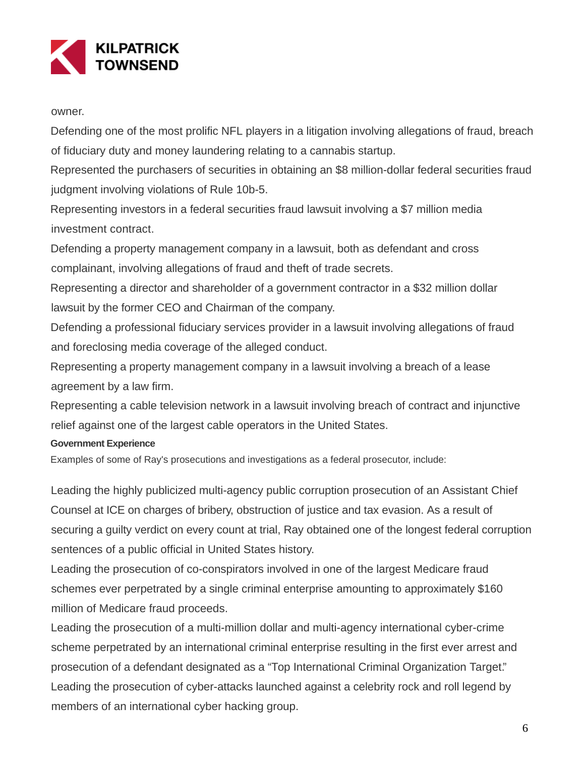owner.

Defending one of the most prolific NFL players in a litigation involving allegations of fraud, breach of fiduciary duty and money laundering relating to a cannabis startup.

Represented the purchasers of securities in obtaining an $8 million-dollar federal securities fraud judgment involving violations of Rule 10b-5.

Representing investors in a federal securities fraud lawsuit involving a $7 million media investment contract.

Defending a property management company in a lawsuit, both as defendant and cross complainant, involving allegations of fraud and theft of trade secrets.

Representing a director and shareholder of a government contractor in a $32 million dollar lawsuit by the former CEO and Chairman of the company.

Defending a professional fiduciary services provider in a lawsuit involving allegations of fraud and foreclosing media coverage of the alleged conduct.

Representing a property management company in a lawsuit involving a breach of a lease agreement by a law firm.

Representing a cable television network in a lawsuit involving breach of contract and injunctive relief against one of the largest cable operators in the United States.

**Government Experience**

Examples of some of Ray's prosecutions and investigations as a federal prosecutor, include:

Leading the highly publicized multi-agency public corruption prosecution of an Assistant Chief Counsel at ICE on charges of bribery, obstruction of justice and tax evasion. As a result of securing a guilty verdict on every count at trial, Ray obtained one of the longest federal corruption sentences of a public official in United States history.

Leading the prosecution of co-conspirators involved in one of the largest Medicare fraud schemes ever perpetrated by a single criminal enterprise amounting to approximately $160 million of Medicare fraud proceeds.

Leading the prosecution of a multi-million dollar and multi-agency international cyber-crime scheme perpetrated by an international criminal enterprise resulting in the first ever arrest and prosecution of a defendant designated as a "Top International Criminal Organization Target."

Leading the prosecution of cyber-attacks launched against a celebrity rock and roll legend by members of an international cyber hacking group.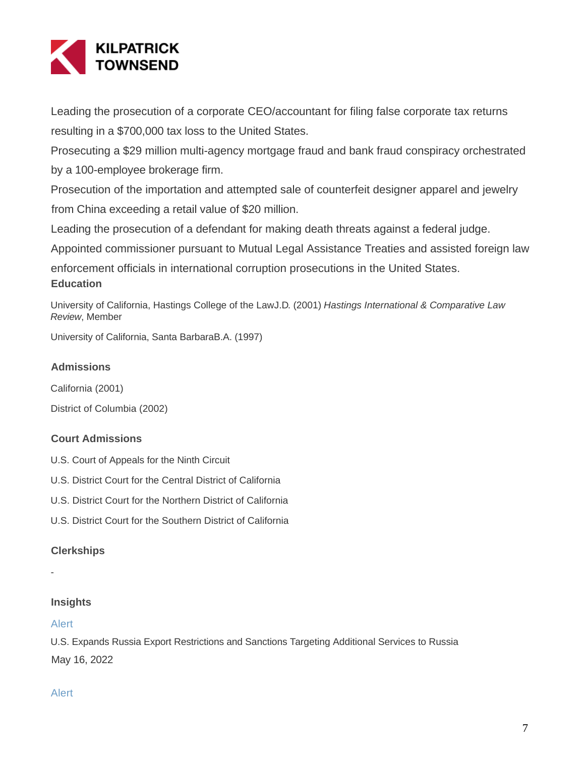Leading the prosecution of a corporate CEO/accountant for filing false corporate tax returns resulting in a $700,000 tax loss to the United States.

Prosecuting a $29 million multi-agency mortgage fraud and bank fraud conspiracy orchestrated by a 100-employee brokerage firm.

Prosecution of the importation and attempted sale of counterfeit designer apparel and jewelry from China exceeding a retail value of $20 million.

Leading the prosecution of a defendant for making death threats against a federal judge.

Appointed commissioner pursuant to Mutual Legal Assistance Treaties and assisted foreign law enforcement officials in international corruption prosecutions in the United States.

### Education

University of California, Hastings College of the LawJ.D. (2001) *Hastings International & Comparative Law Review*, Member

University of California, Santa BarbaraB.A. (1997)

### Admissions

California (2001)

District of Columbia (2002)

### Court Admissions

U.S. Court of Appeals for the Ninth Circuit

U.S. District Court for the Central District of California

U.S. District Court for the Northern District of California

U.S. District Court for the Southern District of California

### Clerkships

-

### Insights

Alert

U.S. Expands Russia Export Restrictions and Sanctions Targeting Additional Services to Russia

May 16, 2022

Alert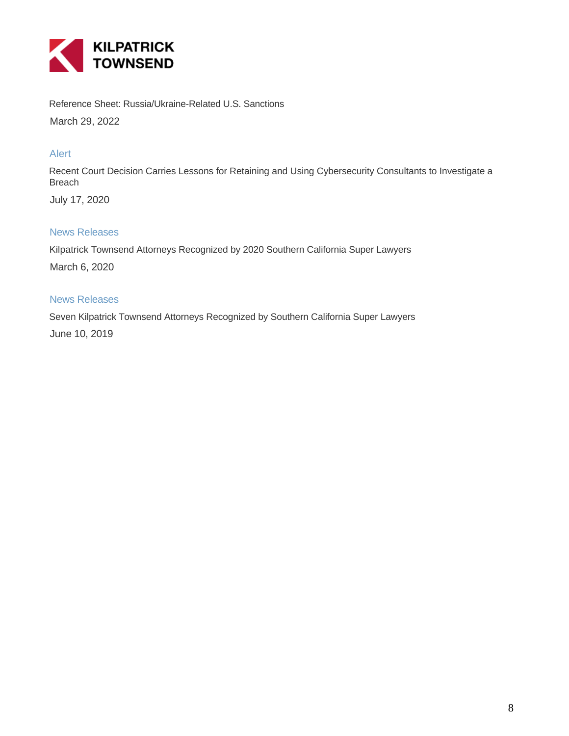**KILPATRICK TOWNSEND**

Reference Sheet: Russia/Ukraine-Related U.S. Sanctions

March 29, 2022

Alert

Recent Court Decision Carries Lessons for Retaining and Using Cybersecurity Consultants to Investigate a Breach

July 17, 2020

News Releases

Kilpatrick Townsend Attorneys Recognized by 2020 Southern California Super Lawyers

March 6, 2020

News Releases

Seven Kilpatrick Townsend Attorneys Recognized by Southern California Super Lawyers

June 10, 2019